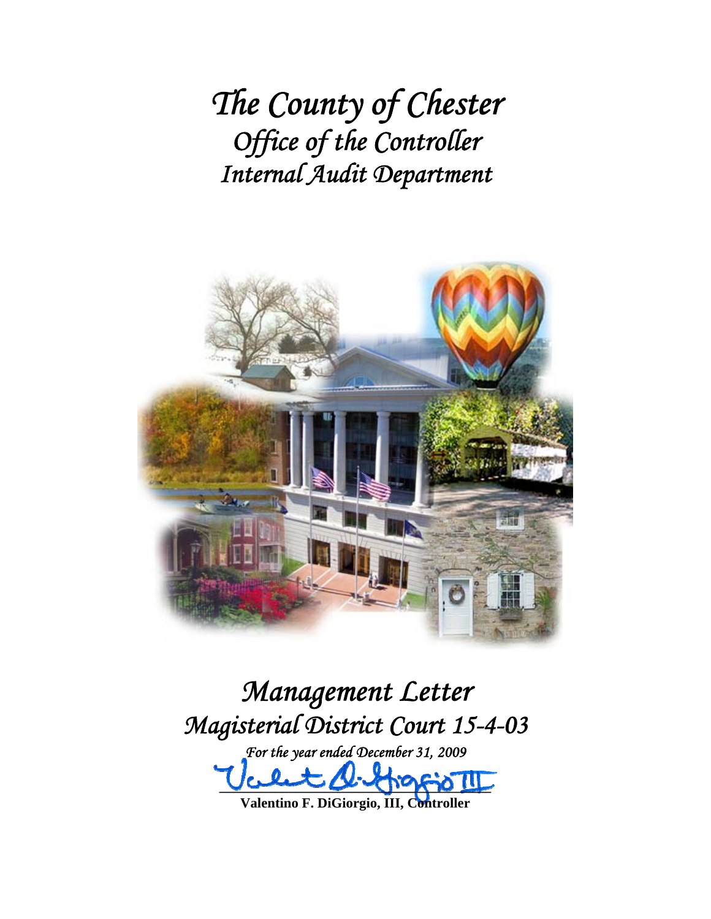# *The County of Chester*
## *Office of the Controller*
## *Internal Audit Department*

# *Management Letter*
## *Magisterial District Court 15-4-03*

*For the year ended December 31, 2009*

**Valentino F. DiGiorgio, III, Controller**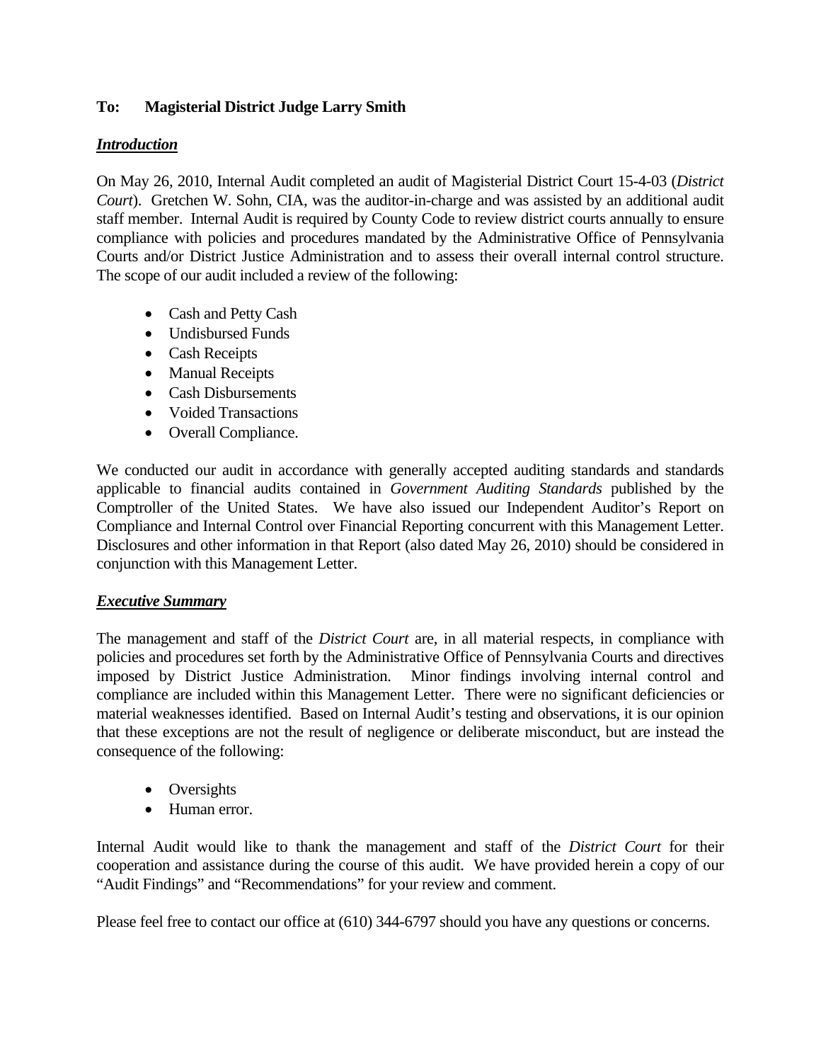**To: Magisterial District Judge Larry Smith**

***Introduction***

On May 26, 2010, Internal Audit completed an audit of Magisterial District Court 15-4-03 (*District Court*). Gretchen W. Sohn, CIA, was the auditor-in-charge and was assisted by an additional audit staff member. Internal Audit is required by County Code to review district courts annually to ensure compliance with policies and procedures mandated by the Administrative Office of Pennsylvania Courts and/or District Justice Administration and to assess their overall internal control structure. The scope of our audit included a review of the following:

- Cash and Petty Cash
- Undisbursed Funds
- Cash Receipts
- Manual Receipts
- Cash Disbursements
- Voided Transactions
- Overall Compliance.

We conducted our audit in accordance with generally accepted auditing standards and standards applicable to financial audits contained in *Government Auditing Standards* published by the Comptroller of the United States. We have also issued our Independent Auditor's Report on Compliance and Internal Control over Financial Reporting concurrent with this Management Letter. Disclosures and other information in that Report (also dated May 26, 2010) should be considered in conjunction with this Management Letter.

***Executive Summary***

The management and staff of the *District Court* are, in all material respects, in compliance with policies and procedures set forth by the Administrative Office of Pennsylvania Courts and directives imposed by District Justice Administration. Minor findings involving internal control and compliance are included within this Management Letter. There were no significant deficiencies or material weaknesses identified. Based on Internal Audit's testing and observations, it is our opinion that these exceptions are not the result of negligence or deliberate misconduct, but are instead the consequence of the following:

- Oversights
- Human error.

Internal Audit would like to thank the management and staff of the *District Court* for their cooperation and assistance during the course of this audit. We have provided herein a copy of our "Audit Findings" and "Recommendations" for your review and comment.

Please feel free to contact our office at (610) 344-6797 should you have any questions or concerns.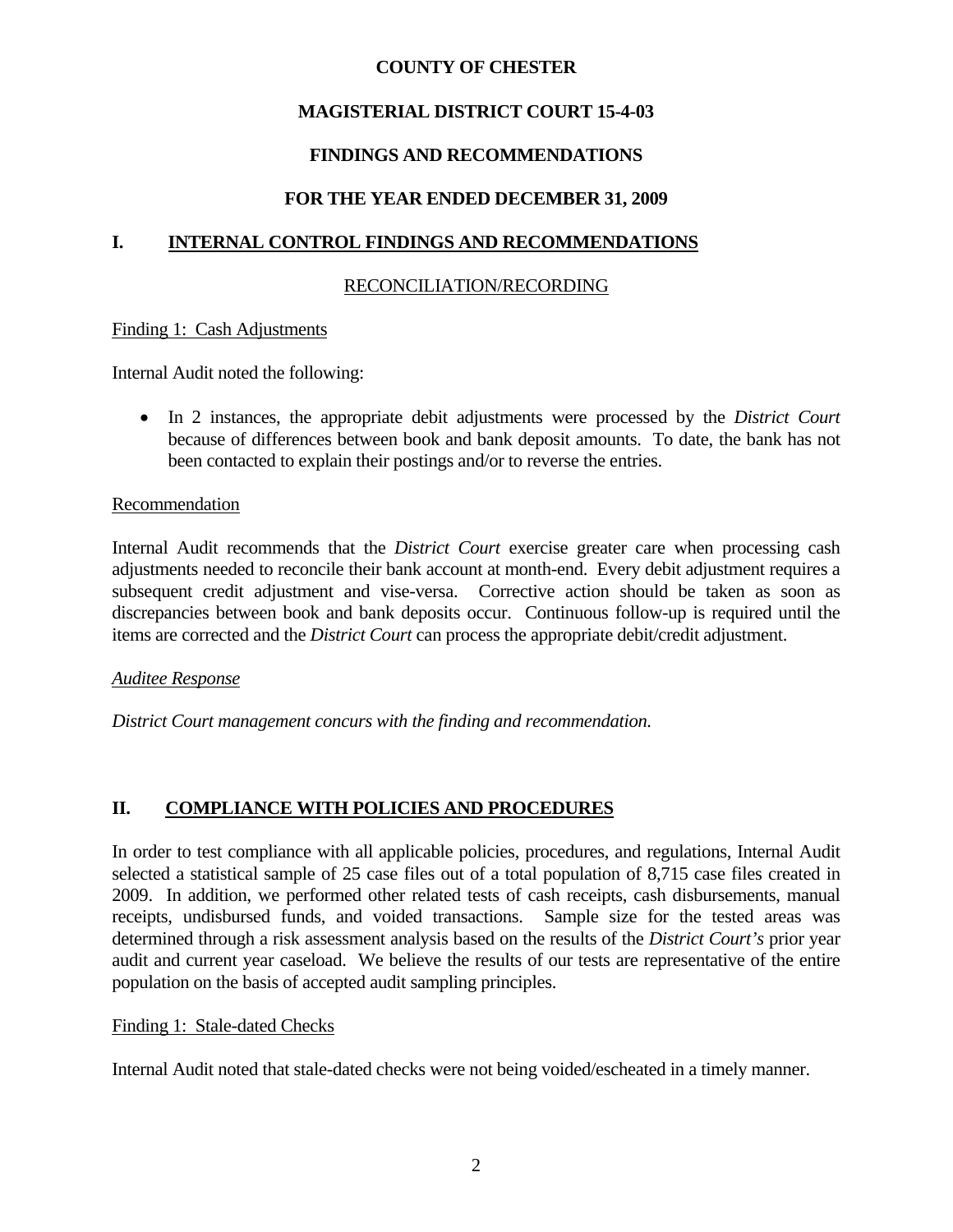**COUNTY OF CHESTER**

**MAGISTERIAL DISTRICT COURT 15-4-03**

**FINDINGS AND RECOMMENDATIONS**

**FOR THE YEAR ENDED DECEMBER 31, 2009**

## I. INTERNAL CONTROL FINDINGS AND RECOMMENDATIONS

RECONCILIATION/RECORDING

Finding 1: Cash Adjustments

Internal Audit noted the following:

- In 2 instances, the appropriate debit adjustments were processed by the *District Court* because of differences between book and bank deposit amounts. To date, the bank has not been contacted to explain their postings and/or to reverse the entries.

Recommendation

Internal Audit recommends that the *District Court* exercise greater care when processing cash adjustments needed to reconcile their bank account at month-end. Every debit adjustment requires a subsequent credit adjustment and vise-versa. Corrective action should be taken as soon as discrepancies between book and bank deposits occur. Continuous follow-up is required until the items are corrected and the *District Court* can process the appropriate debit/credit adjustment.

*Auditee Response*

*District Court management concurs with the finding and recommendation.*

## II. COMPLIANCE WITH POLICIES AND PROCEDURES

In order to test compliance with all applicable policies, procedures, and regulations, Internal Audit selected a statistical sample of 25 case files out of a total population of 8,715 case files created in 2009. In addition, we performed other related tests of cash receipts, cash disbursements, manual receipts, undisbursed funds, and voided transactions. Sample size for the tested areas was determined through a risk assessment analysis based on the results of the *District Court's* prior year audit and current year caseload. We believe the results of our tests are representative of the entire population on the basis of accepted audit sampling principles.

Finding 1: Stale-dated Checks

Internal Audit noted that stale-dated checks were not being voided/escheated in a timely manner.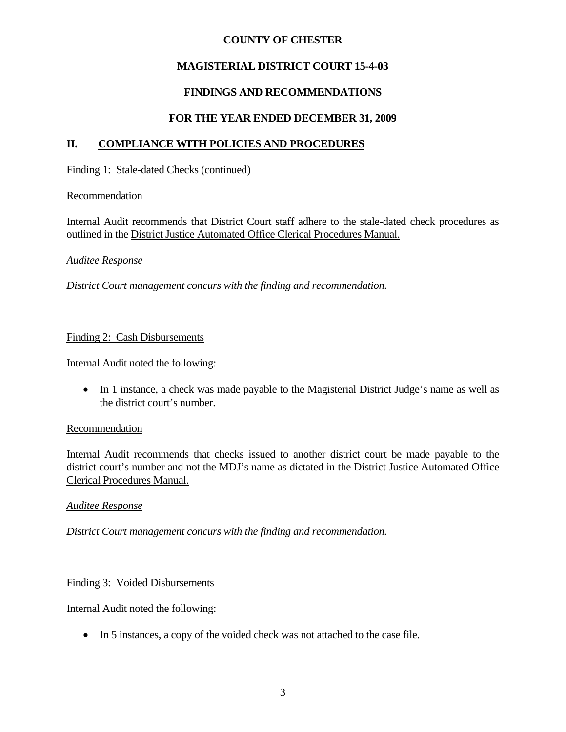**COUNTY OF CHESTER**

**MAGISTERIAL DISTRICT COURT 15-4-03**

**FINDINGS AND RECOMMENDATIONS**

**FOR THE YEAR ENDED DECEMBER 31, 2009**

## II. COMPLIANCE WITH POLICIES AND PROCEDURES

Finding 1: Stale-dated Checks (continued)

Recommendation

Internal Audit recommends that District Court staff adhere to the stale-dated check procedures as outlined in the District Justice Automated Office Clerical Procedures Manual.

*Auditee Response*

*District Court management concurs with the finding and recommendation.*

Finding 2: Cash Disbursements

Internal Audit noted the following:

- In 1 instance, a check was made payable to the Magisterial District Judge's name as well as the district court's number.

Recommendation

Internal Audit recommends that checks issued to another district court be made payable to the district court's number and not the MDJ's name as dictated in the District Justice Automated Office Clerical Procedures Manual.

*Auditee Response*

*District Court management concurs with the finding and recommendation.*

Finding 3: Voided Disbursements

Internal Audit noted the following:

- In 5 instances, a copy of the voided check was not attached to the case file.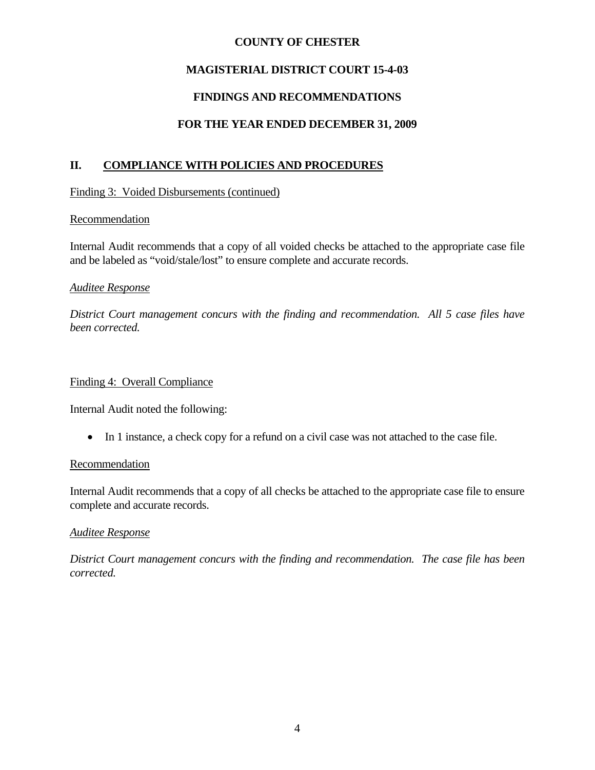**COUNTY OF CHESTER**

**MAGISTERIAL DISTRICT COURT 15-4-03**

**FINDINGS AND RECOMMENDATIONS**

**FOR THE YEAR ENDED DECEMBER 31, 2009**

## II. COMPLIANCE WITH POLICIES AND PROCEDURES

Finding 3: Voided Disbursements (continued)

Recommendation

Internal Audit recommends that a copy of all voided checks be attached to the appropriate case file and be labeled as "void/stale/lost" to ensure complete and accurate records.

*Auditee Response*

*District Court management concurs with the finding and recommendation. All 5 case files have been corrected.*

Finding 4: Overall Compliance

Internal Audit noted the following:

- In 1 instance, a check copy for a refund on a civil case was not attached to the case file.

Recommendation

Internal Audit recommends that a copy of all checks be attached to the appropriate case file to ensure complete and accurate records.

*Auditee Response*

*District Court management concurs with the finding and recommendation. The case file has been corrected.*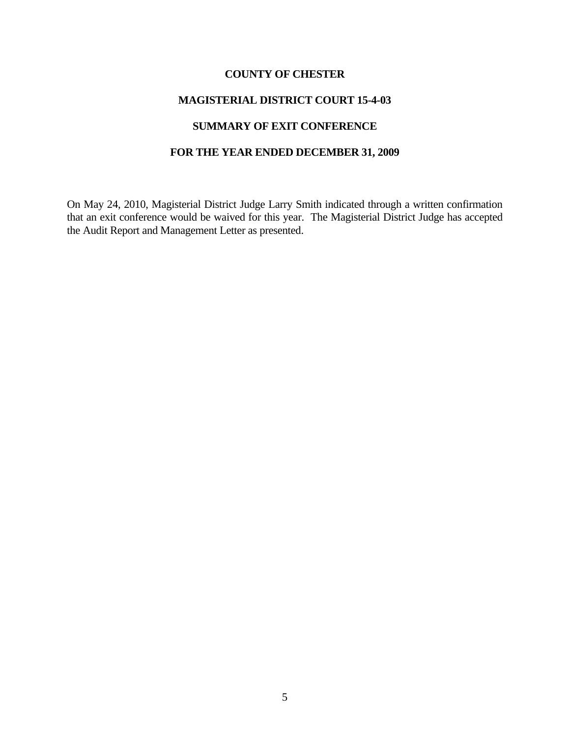**COUNTY OF CHESTER**

**MAGISTERIAL DISTRICT COURT 15-4-03**

**SUMMARY OF EXIT CONFERENCE**

**FOR THE YEAR ENDED DECEMBER 31, 2009**

On May 24, 2010, Magisterial District Judge Larry Smith indicated through a written confirmation that an exit conference would be waived for this year. The Magisterial District Judge has accepted the Audit Report and Management Letter as presented.